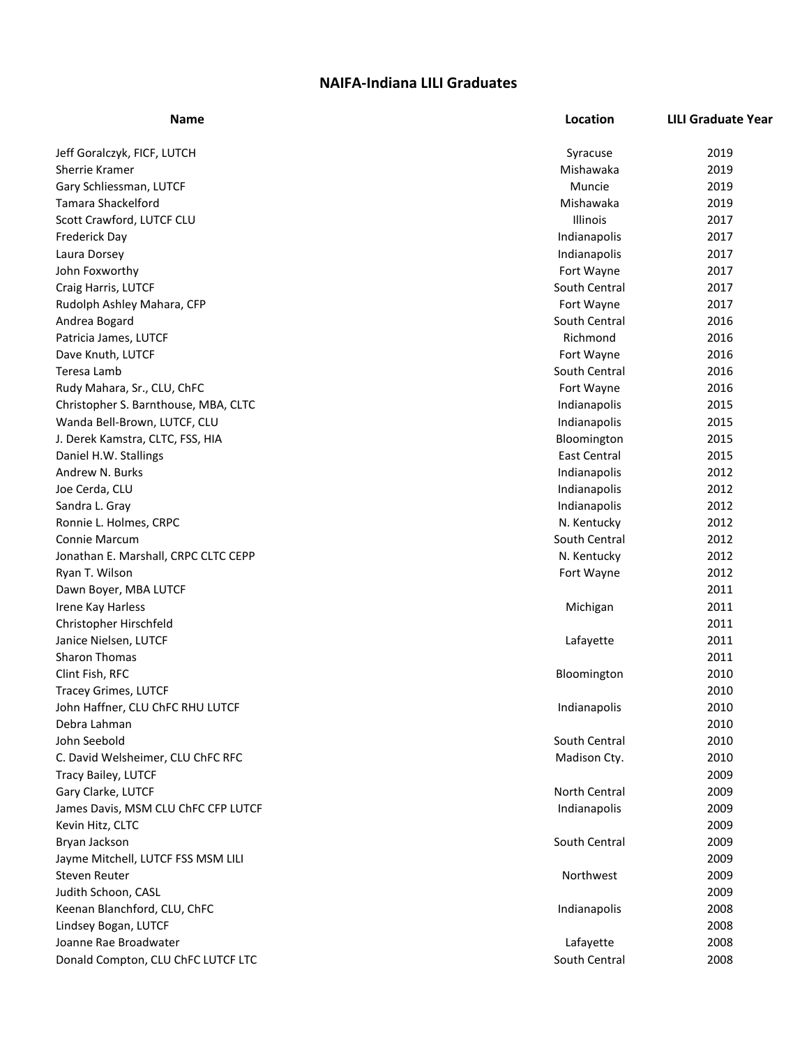# NAIFA-Indiana LILI Graduates

| Name | Location | LILI Graduate Year |
|---|---|---|
| Jeff Goralczyk, FICF, LUTCH | Syracuse | 2019 |
| Sherrie Kramer | Mishawaka | 2019 |
| Gary Schliessman, LUTCF | Muncie | 2019 |
| Tamara Shackelford | Mishawaka | 2019 |
| Scott Crawford, LUTCF CLU | Illinois | 2017 |
| Frederick Day | Indianapolis | 2017 |
| Laura Dorsey | Indianapolis | 2017 |
| John Foxworthy | Fort Wayne | 2017 |
| Craig Harris, LUTCF | South Central | 2017 |
| Rudolph Ashley Mahara, CFP | Fort Wayne | 2017 |
| Andrea Bogard | South Central | 2016 |
| Patricia James, LUTCF | Richmond | 2016 |
| Dave Knuth, LUTCF | Fort Wayne | 2016 |
| Teresa Lamb | South Central | 2016 |
| Rudy Mahara, Sr., CLU, ChFC | Fort Wayne | 2016 |
| Christopher S. Barnthouse, MBA, CLTC | Indianapolis | 2015 |
| Wanda Bell-Brown, LUTCF, CLU | Indianapolis | 2015 |
| J. Derek Kamstra, CLTC, FSS, HIA | Bloomington | 2015 |
| Daniel H.W. Stallings | East Central | 2015 |
| Andrew N. Burks | Indianapolis | 2012 |
| Joe Cerda, CLU | Indianapolis | 2012 |
| Sandra L. Gray | Indianapolis | 2012 |
| Ronnie L. Holmes, CRPC | N. Kentucky | 2012 |
| Connie Marcum | South Central | 2012 |
| Jonathan E. Marshall, CRPC CLTC CEPP | N. Kentucky | 2012 |
| Ryan T. Wilson | Fort Wayne | 2012 |
| Dawn Boyer, MBA LUTCF | | 2011 |
| Irene Kay Harless | Michigan | 2011 |
| Christopher Hirschfeld | | 2011 |
| Janice Nielsen, LUTCF | Lafayette | 2011 |
| Sharon Thomas | | 2011 |
| Clint Fish, RFC | Bloomington | 2010 |
| Tracey Grimes, LUTCF | | 2010 |
| John Haffner, CLU ChFC RHU LUTCF | Indianapolis | 2010 |
| Debra Lahman | | 2010 |
| John Seebold | South Central | 2010 |
| C. David Welsheimer, CLU ChFC RFC | Madison Cty. | 2010 |
| Tracy Bailey, LUTCF | | 2009 |
| Gary Clarke, LUTCF | North Central | 2009 |
| James Davis, MSM CLU ChFC CFP LUTCF | Indianapolis | 2009 |
| Kevin Hitz, CLTC | | 2009 |
| Bryan Jackson | South Central | 2009 |
| Jayme Mitchell, LUTCF FSS MSM LILI | | 2009 |
| Steven Reuter | Northwest | 2009 |
| Judith Schoon, CASL | | 2009 |
| Keenan Blanchford, CLU, ChFC | Indianapolis | 2008 |
| Lindsey Bogan, LUTCF | | 2008 |
| Joanne Rae Broadwater | Lafayette | 2008 |
| Donald Compton, CLU ChFC LUTCF LTC | South Central | 2008 |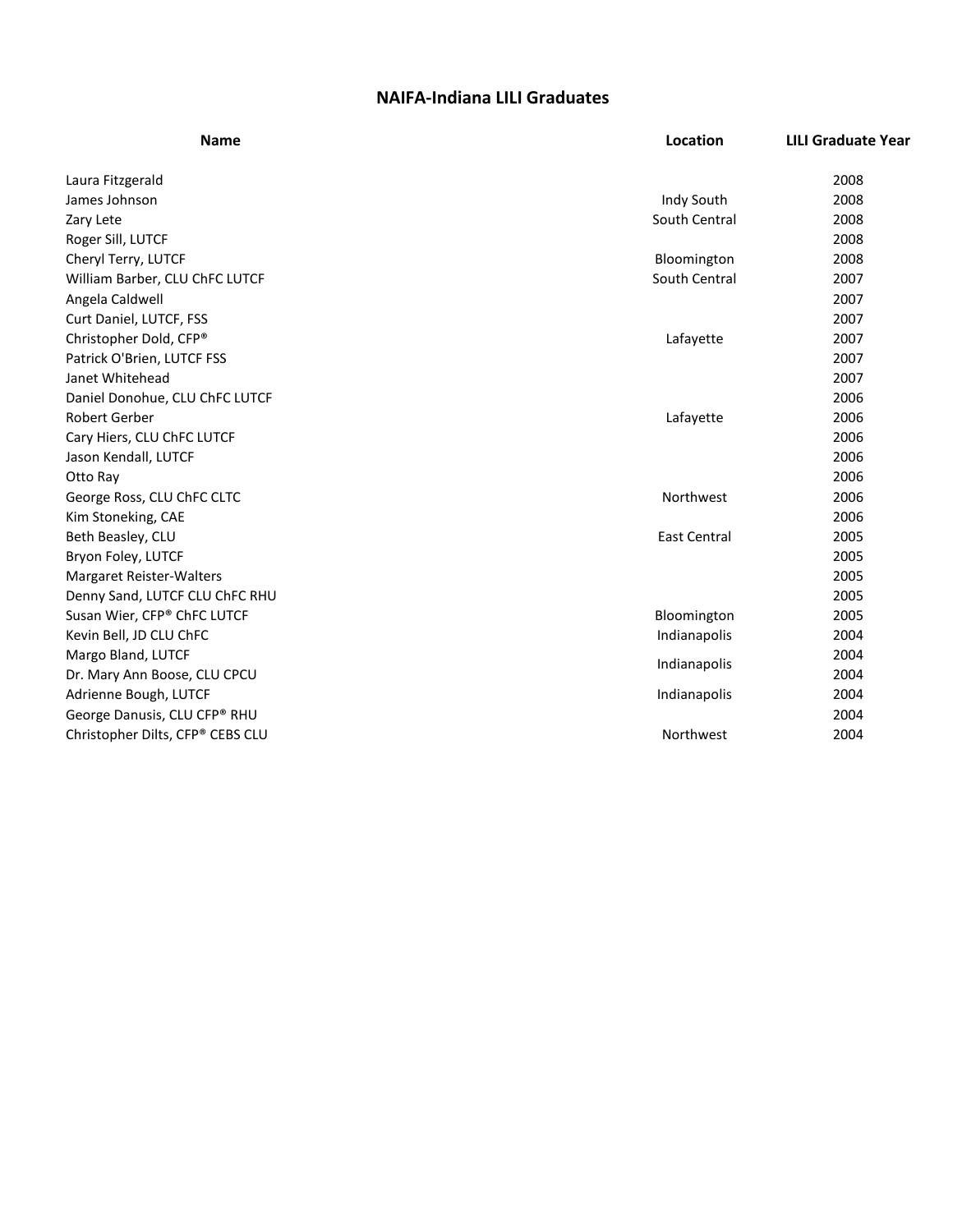## NAIFA-Indiana LILI Graduates

| Name | Location | LILI Graduate Year |
|---|---|---|
| Laura Fitzgerald | | 2008 |
| James Johnson | Indy South | 2008 |
| Zary Lete | South Central | 2008 |
| Roger Sill, LUTCF | | 2008 |
| Cheryl Terry, LUTCF | Bloomington | 2008 |
| William Barber, CLU ChFC LUTCF | South Central | 2007 |
| Angela Caldwell | | 2007 |
| Curt Daniel, LUTCF, FSS | | 2007 |
| Christopher Dold, CFP® | Lafayette | 2007 |
| Patrick O'Brien, LUTCF FSS | | 2007 |
| Janet Whitehead | | 2007 |
| Daniel Donohue, CLU ChFC LUTCF | | 2006 |
| Robert Gerber | Lafayette | 2006 |
| Cary Hiers, CLU ChFC LUTCF | | 2006 |
| Jason Kendall, LUTCF | | 2006 |
| Otto Ray | | 2006 |
| George Ross, CLU ChFC CLTC | Northwest | 2006 |
| Kim Stoneking, CAE | | 2006 |
| Beth Beasley, CLU | East Central | 2005 |
| Bryon Foley, LUTCF | | 2005 |
| Margaret Reister-Walters | | 2005 |
| Denny Sand, LUTCF CLU ChFC RHU | | 2005 |
| Susan Wier, CFP® ChFC LUTCF | Bloomington | 2005 |
| Kevin Bell, JD CLU ChFC | Indianapolis | 2004 |
| Margo Bland, LUTCF | Indianapolis | 2004 |
| Dr. Mary Ann Boose, CLU CPCU | | 2004 |
| Adrienne Bough, LUTCF | Indianapolis | 2004 |
| George Danusis, CLU CFP® RHU | | 2004 |
| Christopher Dilts, CFP® CEBS CLU | Northwest | 2004 |